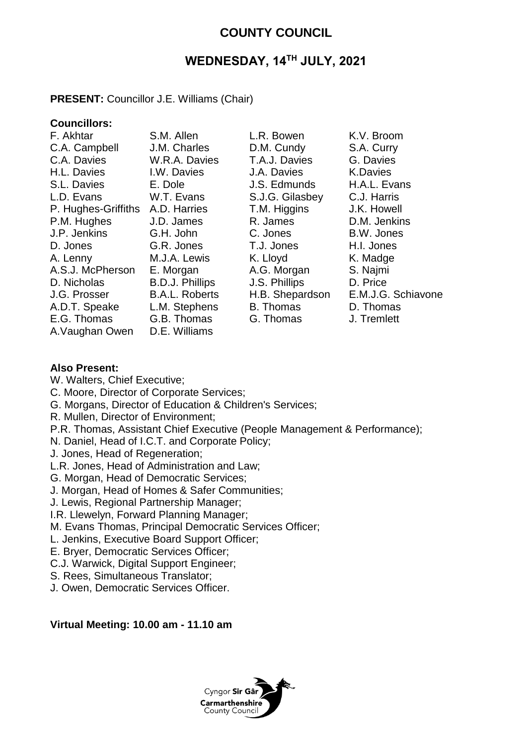# COUNTY COUNCIL

## WEDNESDAY, 14TH JULY, 2021

**PRESENT:** Councillor J.E. Williams (Chair)

**Councillors:**

| | | | |
|---|---|---|---|
| F. Akhtar | S.M. Allen | L.R. Bowen | K.V. Broom |
| C.A. Campbell | J.M. Charles | D.M. Cundy | S.A. Curry |
| C.A. Davies | W.R.A. Davies | T.A.J. Davies | G. Davies |
| H.L. Davies | I.W. Davies | J.A. Davies | K.Davies |
| S.L. Davies | E. Dole | J.S. Edmunds | H.A.L. Evans |
| L.D. Evans | W.T. Evans | S.J.G. Gilasbey | C.J. Harris |
| P. Hughes-Griffiths | A.D. Harries | T.M. Higgins | J.K. Howell |
| P.M. Hughes | J.D. James | R. James | D.M. Jenkins |
| J.P. Jenkins | G.H. John | C. Jones | B.W. Jones |
| D. Jones | G.R. Jones | T.J. Jones | H.I. Jones |
| A. Lenny | M.J.A. Lewis | K. Lloyd | K. Madge |
| A.S.J. McPherson | E. Morgan | A.G. Morgan | S. Najmi |
| D. Nicholas | B.D.J. Phillips | J.S. Phillips | D. Price |
| J.G. Prosser | B.A.L. Roberts | H.B. Shepardson | E.M.J.G. Schiavone |
| A.D.T. Speake | L.M. Stephens | B. Thomas | D. Thomas |
| E.G. Thomas | G.B. Thomas | G. Thomas | J. Tremlett |
| A.Vaughan Owen | D.E. Williams | | |

**Also Present:**

W. Walters, Chief Executive;
C. Moore, Director of Corporate Services;
G. Morgans, Director of Education & Children's Services;
R. Mullen, Director of Environment;
P.R. Thomas, Assistant Chief Executive (People Management & Performance);
N. Daniel, Head of I.C.T. and Corporate Policy;
J. Jones, Head of Regeneration;
L.R. Jones, Head of Administration and Law;
G. Morgan, Head of Democratic Services;
J. Morgan, Head of Homes & Safer Communities;
J. Lewis, Regional Partnership Manager;
I.R. Llewelyn, Forward Planning Manager;
M. Evans Thomas, Principal Democratic Services Officer;
L. Jenkins, Executive Board Support Officer;
E. Bryer, Democratic Services Officer;
C.J. Warwick, Digital Support Engineer;
S. Rees, Simultaneous Translator;
J. Owen, Democratic Services Officer.

**Virtual Meeting: 10.00 am - 11.10 am**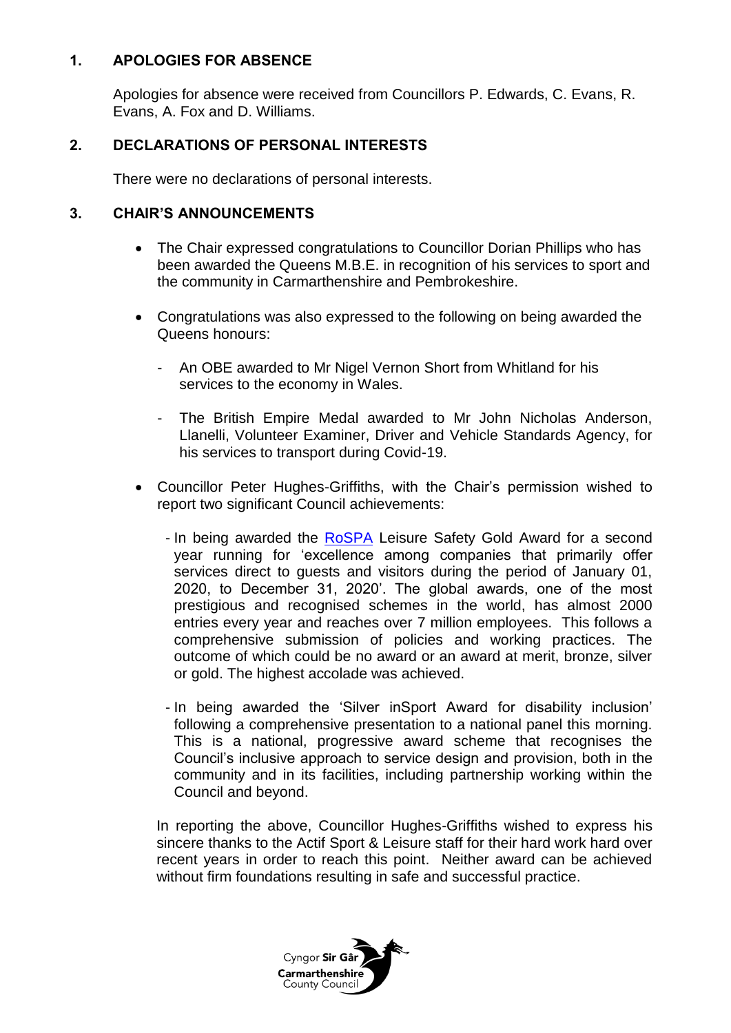## 1. APOLOGIES FOR ABSENCE

Apologies for absence were received from Councillors P. Edwards, C. Evans, R. Evans, A. Fox and D. Williams.

## 2. DECLARATIONS OF PERSONAL INTERESTS

There were no declarations of personal interests.

## 3. CHAIR'S ANNOUNCEMENTS

- The Chair expressed congratulations to Councillor Dorian Phillips who has been awarded the Queens M.B.E. in recognition of his services to sport and the community in Carmarthenshire and Pembrokeshire.

- Congratulations was also expressed to the following on being awarded the Queens honours:

  - An OBE awarded to Mr Nigel Vernon Short from Whitland for his services to the economy in Wales.

  - The British Empire Medal awarded to Mr John Nicholas Anderson, Llanelli, Volunteer Examiner, Driver and Vehicle Standards Agency, for his services to transport during Covid-19.

- Councillor Peter Hughes-Griffiths, with the Chair's permission wished to report two significant Council achievements:

  - In being awarded the RoSPA Leisure Safety Gold Award for a second year running for 'excellence among companies that primarily offer services direct to guests and visitors during the period of January 01, 2020, to December 31, 2020'. The global awards, one of the most prestigious and recognised schemes in the world, has almost 2000 entries every year and reaches over 7 million employees. This follows a comprehensive submission of policies and working practices. The outcome of which could be no award or an award at merit, bronze, silver or gold. The highest accolade was achieved.

  - In being awarded the 'Silver inSport Award for disability inclusion' following a comprehensive presentation to a national panel this morning. This is a national, progressive award scheme that recognises the Council's inclusive approach to service design and provision, both in the community and in its facilities, including partnership working within the Council and beyond.

  In reporting the above, Councillor Hughes-Griffiths wished to express his sincere thanks to the Actif Sport & Leisure staff for their hard work hard over recent years in order to reach this point. Neither award can be achieved without firm foundations resulting in safe and successful practice.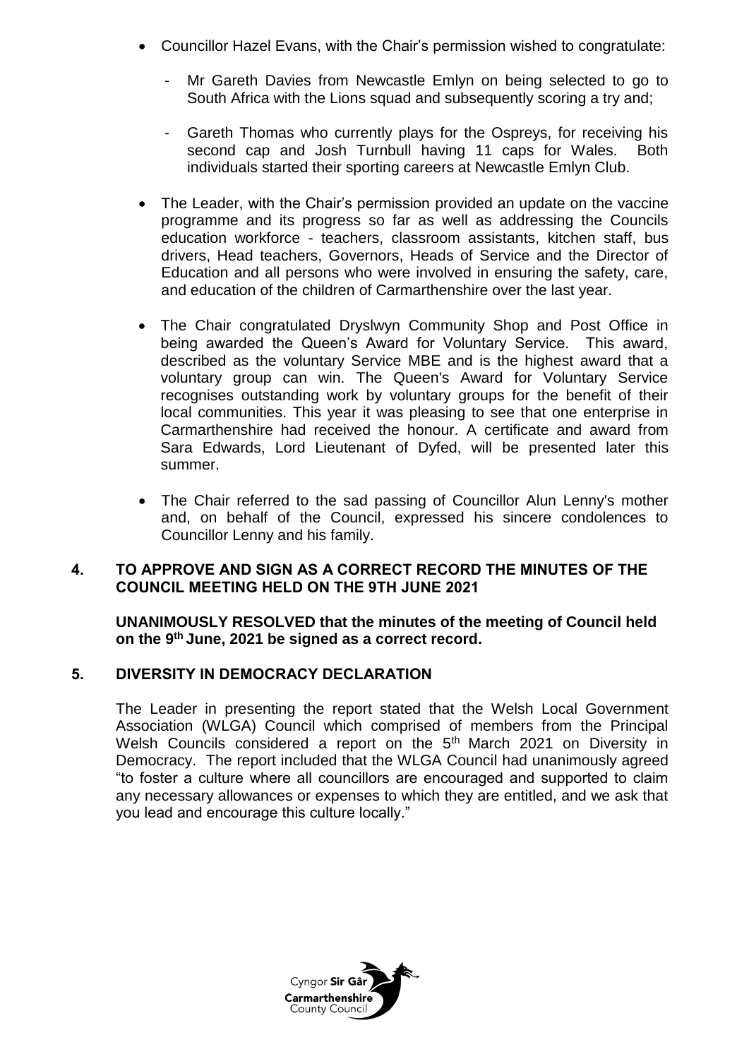- Councillor Hazel Evans, with the Chair's permission wished to congratulate:
  - Mr Gareth Davies from Newcastle Emlyn on being selected to go to South Africa with the Lions squad and subsequently scoring a try and;
  - Gareth Thomas who currently plays for the Ospreys, for receiving his second cap and Josh Turnbull having 11 caps for Wales. Both individuals started their sporting careers at Newcastle Emlyn Club.
- The Leader, with the Chair's permission provided an update on the vaccine programme and its progress so far as well as addressing the Councils education workforce - teachers, classroom assistants, kitchen staff, bus drivers, Head teachers, Governors, Heads of Service and the Director of Education and all persons who were involved in ensuring the safety, care, and education of the children of Carmarthenshire over the last year.
- The Chair congratulated Dryslwyn Community Shop and Post Office in being awarded the Queen's Award for Voluntary Service. This award, described as the voluntary Service MBE and is the highest award that a voluntary group can win. The Queen's Award for Voluntary Service recognises outstanding work by voluntary groups for the benefit of their local communities. This year it was pleasing to see that one enterprise in Carmarthenshire had received the honour. A certificate and award from Sara Edwards, Lord Lieutenant of Dyfed, will be presented later this summer.
- The Chair referred to the sad passing of Councillor Alun Lenny's mother and, on behalf of the Council, expressed his sincere condolences to Councillor Lenny and his family.

## 4. TO APPROVE AND SIGN AS A CORRECT RECORD THE MINUTES OF THE COUNCIL MEETING HELD ON THE 9TH JUNE 2021

**UNANIMOUSLY RESOLVED that the minutes of the meeting of Council held on the 9th June, 2021 be signed as a correct record.**

## 5. DIVERSITY IN DEMOCRACY DECLARATION

The Leader in presenting the report stated that the Welsh Local Government Association (WLGA) Council which comprised of members from the Principal Welsh Councils considered a report on the 5th March 2021 on Diversity in Democracy. The report included that the WLGA Council had unanimously agreed "to foster a culture where all councillors are encouraged and supported to claim any necessary allowances or expenses to which they are entitled, and we ask that you lead and encourage this culture locally."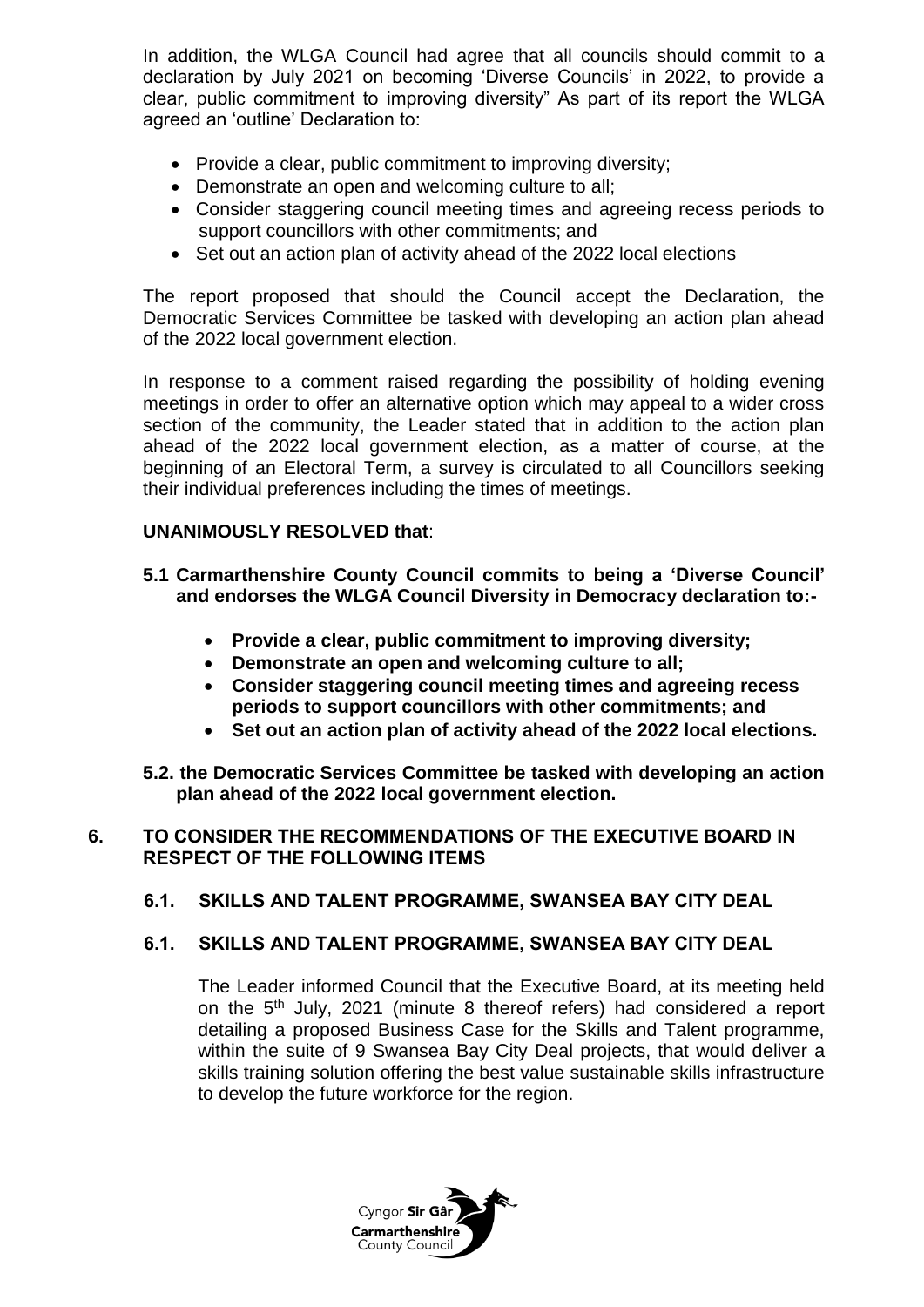In addition, the WLGA Council had agree that all councils should commit to a declaration by July 2021 on becoming 'Diverse Councils' in 2022, to provide a clear, public commitment to improving diversity" As part of its report the WLGA agreed an 'outline' Declaration to:

- Provide a clear, public commitment to improving diversity;
- Demonstrate an open and welcoming culture to all;
- Consider staggering council meeting times and agreeing recess periods to support councillors with other commitments; and
- Set out an action plan of activity ahead of the 2022 local elections

The report proposed that should the Council accept the Declaration, the Democratic Services Committee be tasked with developing an action plan ahead of the 2022 local government election.

In response to a comment raised regarding the possibility of holding evening meetings in order to offer an alternative option which may appeal to a wider cross section of the community, the Leader stated that in addition to the action plan ahead of the 2022 local government election, as a matter of course, at the beginning of an Electoral Term, a survey is circulated to all Councillors seeking their individual preferences including the times of meetings.

**UNANIMOUSLY RESOLVED that**:

**5.1 Carmarthenshire County Council commits to being a 'Diverse Council' and endorses the WLGA Council Diversity in Democracy declaration to:-**

- **Provide a clear, public commitment to improving diversity;**
- **Demonstrate an open and welcoming culture to all;**
- **Consider staggering council meeting times and agreeing recess periods to support councillors with other commitments; and**
- **Set out an action plan of activity ahead of the 2022 local elections.**

**5.2. the Democratic Services Committee be tasked with developing an action plan ahead of the 2022 local government election.**

## 6. TO CONSIDER THE RECOMMENDATIONS OF THE EXECUTIVE BOARD IN RESPECT OF THE FOLLOWING ITEMS

### 6.1. SKILLS AND TALENT PROGRAMME, SWANSEA BAY CITY DEAL

### 6.1. SKILLS AND TALENT PROGRAMME, SWANSEA BAY CITY DEAL

The Leader informed Council that the Executive Board, at its meeting held on the 5th July, 2021 (minute 8 thereof refers) had considered a report detailing a proposed Business Case for the Skills and Talent programme, within the suite of 9 Swansea Bay City Deal projects, that would deliver a skills training solution offering the best value sustainable skills infrastructure to develop the future workforce for the region.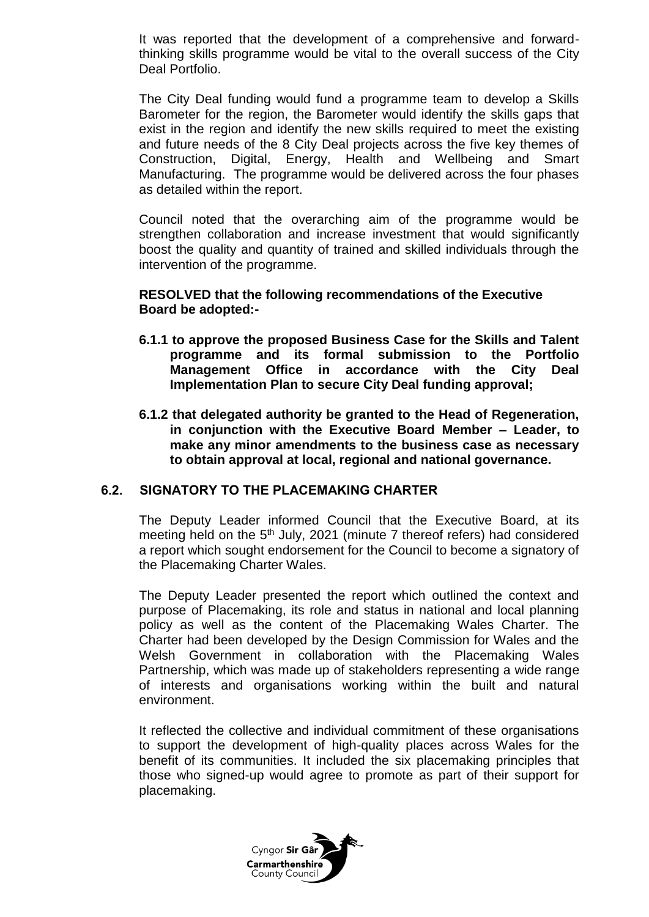It was reported that the development of a comprehensive and forward-thinking skills programme would be vital to the overall success of the City Deal Portfolio.

The City Deal funding would fund a programme team to develop a Skills Barometer for the region, the Barometer would identify the skills gaps that exist in the region and identify the new skills required to meet the existing and future needs of the 8 City Deal projects across the five key themes of Construction, Digital, Energy, Health and Wellbeing and Smart Manufacturing. The programme would be delivered across the four phases as detailed within the report.

Council noted that the overarching aim of the programme would be strengthen collaboration and increase investment that would significantly boost the quality and quantity of trained and skilled individuals through the intervention of the programme.

**RESOLVED that the following recommendations of the Executive Board be adopted:-**

**6.1.1 to approve the proposed Business Case for the Skills and Talent programme and its formal submission to the Portfolio Management Office in accordance with the City Deal Implementation Plan to secure City Deal funding approval;**

**6.1.2 that delegated authority be granted to the Head of Regeneration, in conjunction with the Executive Board Member – Leader, to make any minor amendments to the business case as necessary to obtain approval at local, regional and national governance.**

## 6.2. SIGNATORY TO THE PLACEMAKING CHARTER

The Deputy Leader informed Council that the Executive Board, at its meeting held on the 5th July, 2021 (minute 7 thereof refers) had considered a report which sought endorsement for the Council to become a signatory of the Placemaking Charter Wales.

The Deputy Leader presented the report which outlined the context and purpose of Placemaking, its role and status in national and local planning policy as well as the content of the Placemaking Wales Charter. The Charter had been developed by the Design Commission for Wales and the Welsh Government in collaboration with the Placemaking Wales Partnership, which was made up of stakeholders representing a wide range of interests and organisations working within the built and natural environment.

It reflected the collective and individual commitment of these organisations to support the development of high-quality places across Wales for the benefit of its communities. It included the six placemaking principles that those who signed-up would agree to promote as part of their support for placemaking.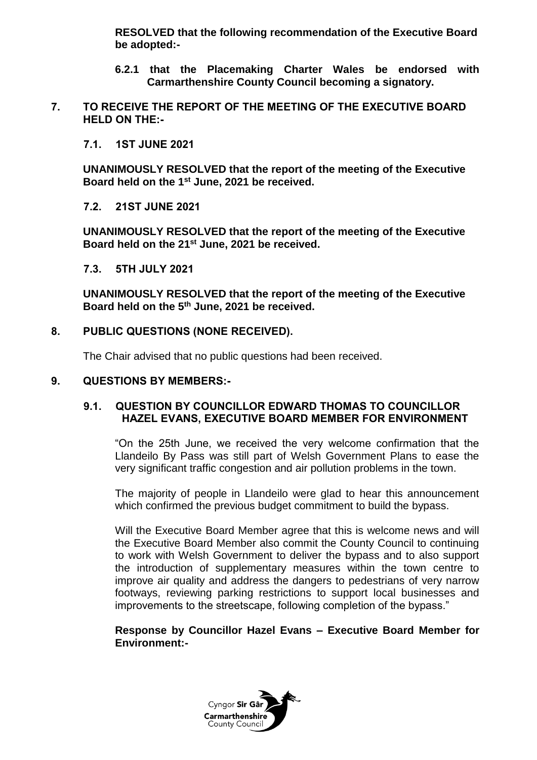**RESOLVED that the following recommendation of the Executive Board be adopted:-**

**6.2.1 that the Placemaking Charter Wales be endorsed with Carmarthenshire County Council becoming a signatory.**

## 7. TO RECEIVE THE REPORT OF THE MEETING OF THE EXECUTIVE BOARD HELD ON THE:-

### 7.1. 1ST JUNE 2021

**UNANIMOUSLY RESOLVED that the report of the meeting of the Executive Board held on the 1st June, 2021 be received.**

### 7.2. 21ST JUNE 2021

**UNANIMOUSLY RESOLVED that the report of the meeting of the Executive Board held on the 21st June, 2021 be received.**

### 7.3. 5TH JULY 2021

**UNANIMOUSLY RESOLVED that the report of the meeting of the Executive Board held on the 5th June, 2021 be received.**

## 8. PUBLIC QUESTIONS (NONE RECEIVED).

The Chair advised that no public questions had been received.

## 9. QUESTIONS BY MEMBERS:-

### 9.1. QUESTION BY COUNCILLOR EDWARD THOMAS TO COUNCILLOR HAZEL EVANS, EXECUTIVE BOARD MEMBER FOR ENVIRONMENT

"On the 25th June, we received the very welcome confirmation that the Llandeilo By Pass was still part of Welsh Government Plans to ease the very significant traffic congestion and air pollution problems in the town.

The majority of people in Llandeilo were glad to hear this announcement which confirmed the previous budget commitment to build the bypass.

Will the Executive Board Member agree that this is welcome news and will the Executive Board Member also commit the County Council to continuing to work with Welsh Government to deliver the bypass and to also support the introduction of supplementary measures within the town centre to improve air quality and address the dangers to pedestrians of very narrow footways, reviewing parking restrictions to support local businesses and improvements to the streetscape, following completion of the bypass."

**Response by Councillor Hazel Evans – Executive Board Member for Environment:-**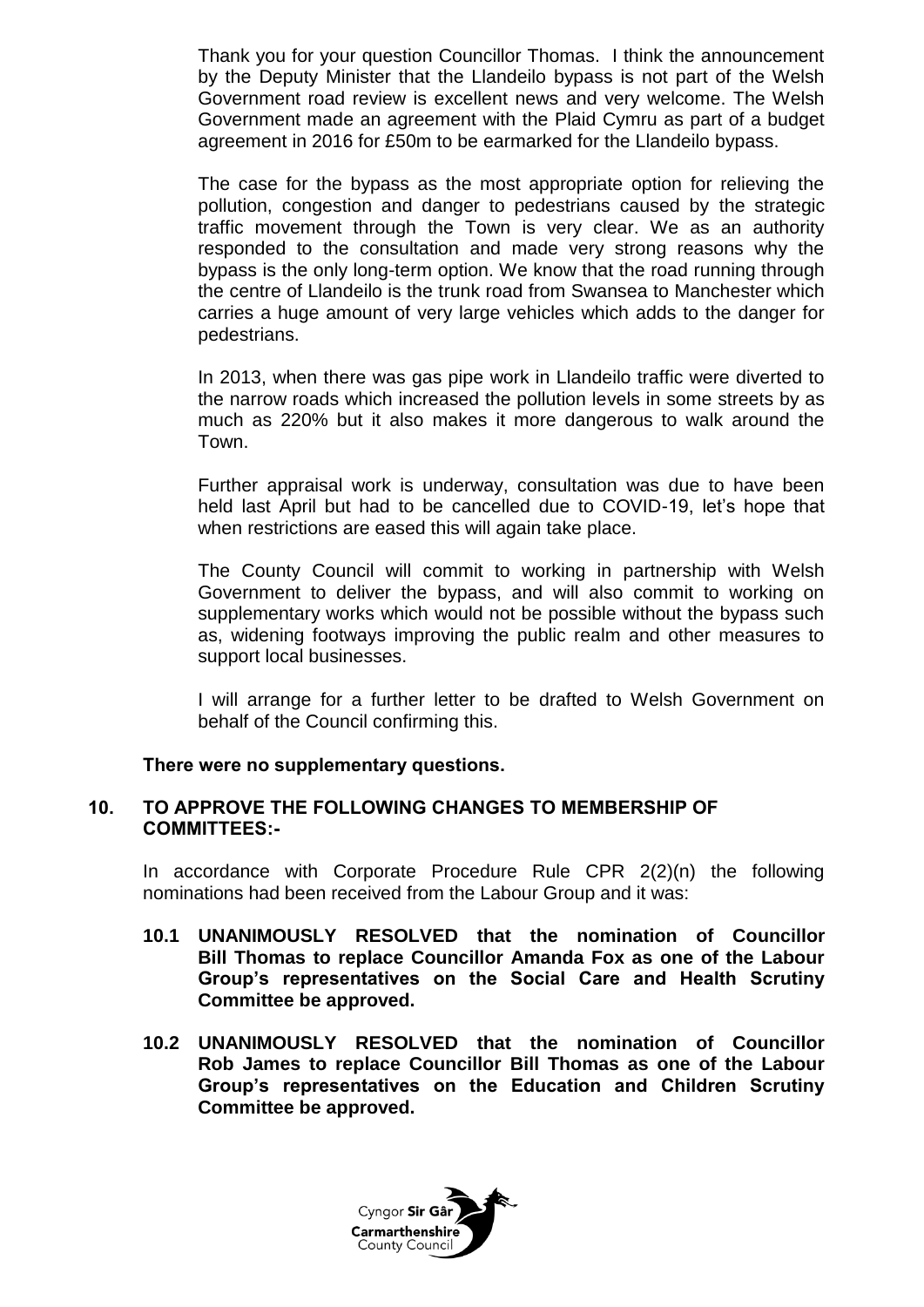Thank you for your question Councillor Thomas. I think the announcement by the Deputy Minister that the Llandeilo bypass is not part of the Welsh Government road review is excellent news and very welcome. The Welsh Government made an agreement with the Plaid Cymru as part of a budget agreement in 2016 for £50m to be earmarked for the Llandeilo bypass.

The case for the bypass as the most appropriate option for relieving the pollution, congestion and danger to pedestrians caused by the strategic traffic movement through the Town is very clear. We as an authority responded to the consultation and made very strong reasons why the bypass is the only long-term option. We know that the road running through the centre of Llandeilo is the trunk road from Swansea to Manchester which carries a huge amount of very large vehicles which adds to the danger for pedestrians.

In 2013, when there was gas pipe work in Llandeilo traffic were diverted to the narrow roads which increased the pollution levels in some streets by as much as 220% but it also makes it more dangerous to walk around the Town.

Further appraisal work is underway, consultation was due to have been held last April but had to be cancelled due to COVID-19, let's hope that when restrictions are eased this will again take place.

The County Council will commit to working in partnership with Welsh Government to deliver the bypass, and will also commit to working on supplementary works which would not be possible without the bypass such as, widening footways improving the public realm and other measures to support local businesses.

I will arrange for a further letter to be drafted to Welsh Government on behalf of the Council confirming this.

**There were no supplementary questions.**

## 10. TO APPROVE THE FOLLOWING CHANGES TO MEMBERSHIP OF COMMITTEES:-

In accordance with Corporate Procedure Rule CPR 2(2)(n) the following nominations had been received from the Labour Group and it was:

**10.1 UNANIMOUSLY RESOLVED that the nomination of Councillor Bill Thomas to replace Councillor Amanda Fox as one of the Labour Group's representatives on the Social Care and Health Scrutiny Committee be approved.**

**10.2 UNANIMOUSLY RESOLVED that the nomination of Councillor Rob James to replace Councillor Bill Thomas as one of the Labour Group's representatives on the Education and Children Scrutiny Committee be approved.**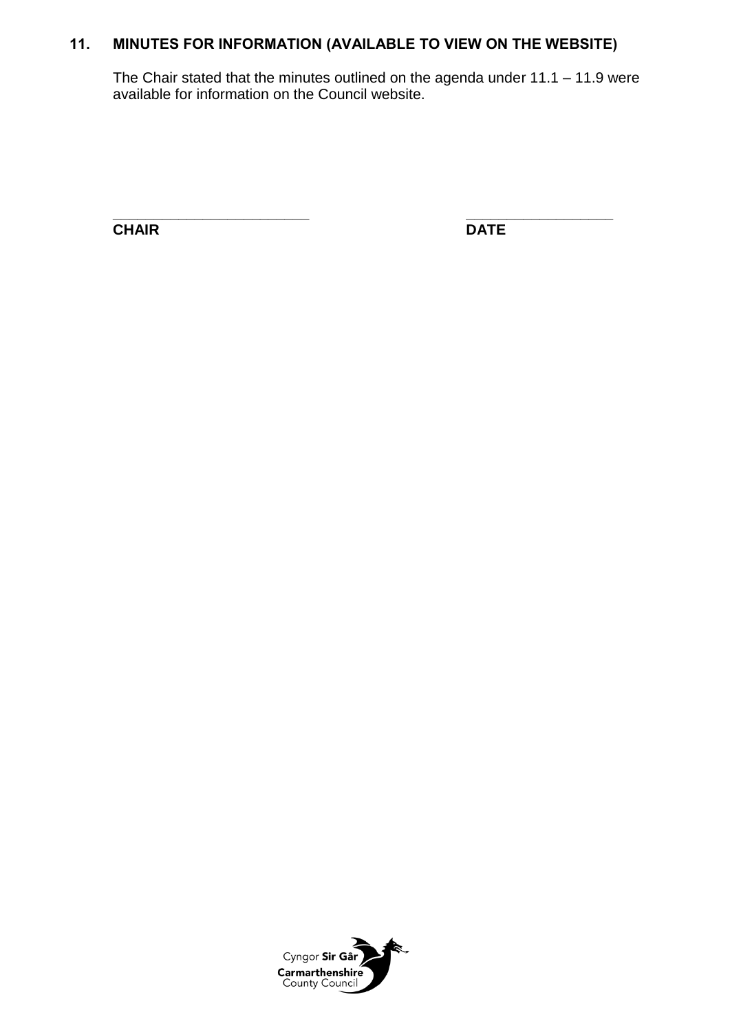## 11. MINUTES FOR INFORMATION (AVAILABLE TO VIEW ON THE WEBSITE)

The Chair stated that the minutes outlined on the agenda under 11.1 – 11.9 were available for information on the Council website.

________________________ ________________________

**CHAIR** **DATE**